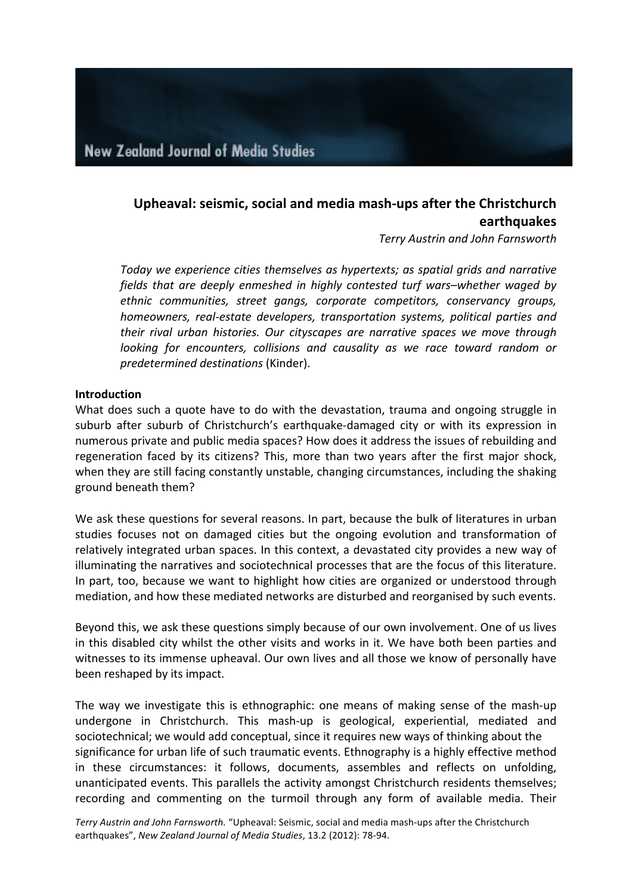# Upheaval: seismic, social and media mash-ups after the Christchurch earthquakes

*Terry Austrin and John Farnsworth*

> *Today we experience cities themselves as hypertexts; as spatial grids and narrative fields that are deeply enmeshed in highly contested turf wars–whether waged by ethnic communities, street gangs, corporate competitors, conservancy groups, homeowners, real-estate developers, transportation systems, political parties and their rival urban histories. Our cityscapes are narrative spaces we move through looking for encounters, collisions and causality as we race toward random or predetermined destinations* (Kinder).

**Introduction**

What does such a quote have to do with the devastation, trauma and ongoing struggle in suburb after suburb of Christchurch's earthquake-damaged city or with its expression in numerous private and public media spaces? How does it address the issues of rebuilding and regeneration faced by its citizens? This, more than two years after the first major shock, when they are still facing constantly unstable, changing circumstances, including the shaking ground beneath them?

We ask these questions for several reasons. In part, because the bulk of literatures in urban studies focuses not on damaged cities but the ongoing evolution and transformation of relatively integrated urban spaces. In this context, a devastated city provides a new way of illuminating the narratives and sociotechnical processes that are the focus of this literature. In part, too, because we want to highlight how cities are organized or understood through mediation, and how these mediated networks are disturbed and reorganised by such events.

Beyond this, we ask these questions simply because of our own involvement. One of us lives in this disabled city whilst the other visits and works in it. We have both been parties and witnesses to its immense upheaval. Our own lives and all those we know of personally have been reshaped by its impact.

The way we investigate this is ethnographic: one means of making sense of the mash-up undergone in Christchurch. This mash-up is geological, experiential, mediated and sociotechnical; we would add conceptual, since it requires new ways of thinking about the significance for urban life of such traumatic events. Ethnography is a highly effective method in these circumstances: it follows, documents, assembles and reflects on unfolding, unanticipated events. This parallels the activity amongst Christchurch residents themselves; recording and commenting on the turmoil through any form of available media. Their

*Terry Austrin and John Farnsworth.* "Upheaval: Seismic, social and media mash-ups after the Christchurch earthquakes", *New Zealand Journal of Media Studies*, 13.2 (2012): 78-94.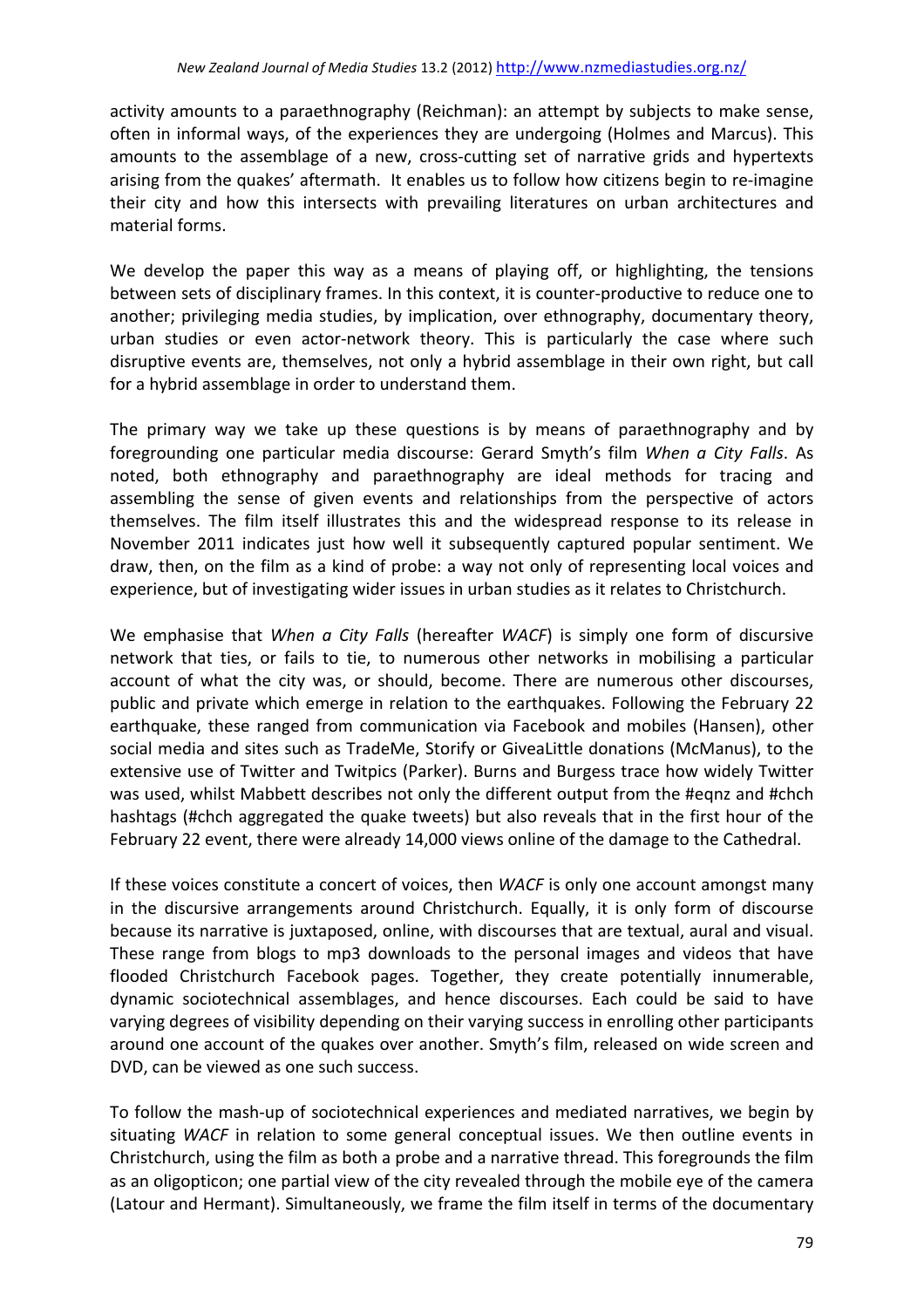activity amounts to a paraethnography (Reichman): an attempt by subjects to make sense, often in informal ways, of the experiences they are undergoing (Holmes and Marcus). This amounts to the assemblage of a new, cross-cutting set of narrative grids and hypertexts arising from the quakes' aftermath. It enables us to follow how citizens begin to re-imagine their city and how this intersects with prevailing literatures on urban architectures and material forms.

We develop the paper this way as a means of playing off, or highlighting, the tensions between sets of disciplinary frames. In this context, it is counter-productive to reduce one to another; privileging media studies, by implication, over ethnography, documentary theory, urban studies or even actor-network theory. This is particularly the case where such disruptive events are, themselves, not only a hybrid assemblage in their own right, but call for a hybrid assemblage in order to understand them.

The primary way we take up these questions is by means of paraethnography and by foregrounding one particular media discourse: Gerard Smyth's film *When a City Falls*. As noted, both ethnography and paraethnography are ideal methods for tracing and assembling the sense of given events and relationships from the perspective of actors themselves. The film itself illustrates this and the widespread response to its release in November 2011 indicates just how well it subsequently captured popular sentiment. We draw, then, on the film as a kind of probe: a way not only of representing local voices and experience, but of investigating wider issues in urban studies as it relates to Christchurch.

We emphasise that *When a City Falls* (hereafter *WACF*) is simply one form of discursive network that ties, or fails to tie, to numerous other networks in mobilising a particular account of what the city was, or should, become. There are numerous other discourses, public and private which emerge in relation to the earthquakes. Following the February 22 earthquake, these ranged from communication via Facebook and mobiles (Hansen), other social media and sites such as TradeMe, Storify or GiveaLittle donations (McManus), to the extensive use of Twitter and Twitpics (Parker). Burns and Burgess trace how widely Twitter was used, whilst Mabbett describes not only the different output from the #eqnz and #chch hashtags (#chch aggregated the quake tweets) but also reveals that in the first hour of the February 22 event, there were already 14,000 views online of the damage to the Cathedral.

If these voices constitute a concert of voices, then *WACF* is only one account amongst many in the discursive arrangements around Christchurch. Equally, it is only form of discourse because its narrative is juxtaposed, online, with discourses that are textual, aural and visual. These range from blogs to mp3 downloads to the personal images and videos that have flooded Christchurch Facebook pages. Together, they create potentially innumerable, dynamic sociotechnical assemblages, and hence discourses. Each could be said to have varying degrees of visibility depending on their varying success in enrolling other participants around one account of the quakes over another. Smyth's film, released on wide screen and DVD, can be viewed as one such success.

To follow the mash-up of sociotechnical experiences and mediated narratives, we begin by situating *WACF* in relation to some general conceptual issues. We then outline events in Christchurch, using the film as both a probe and a narrative thread. This foregrounds the film as an oligopticon; one partial view of the city revealed through the mobile eye of the camera (Latour and Hermant). Simultaneously, we frame the film itself in terms of the documentary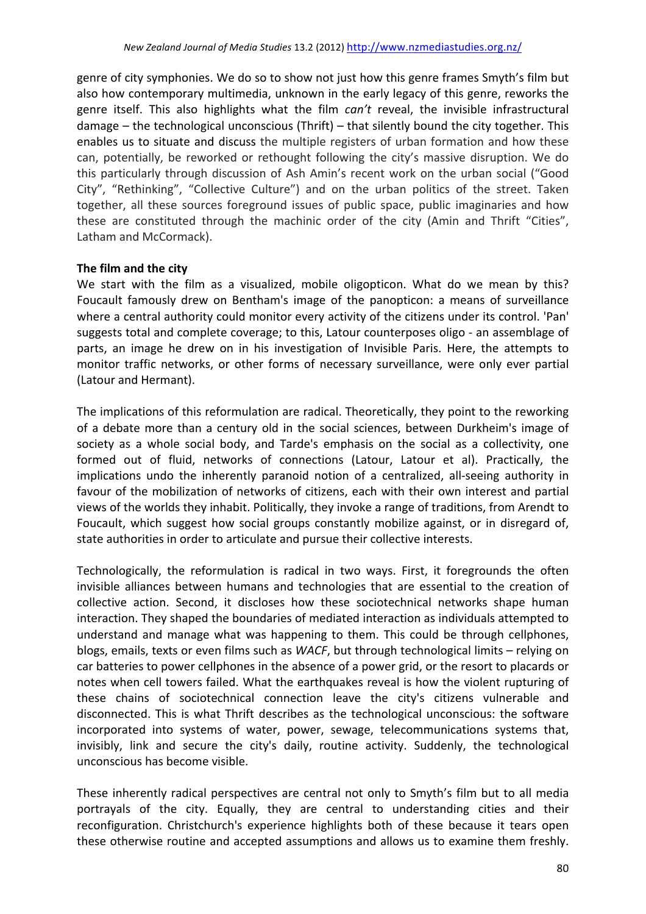genre of city symphonies. We do so to show not just how this genre frames Smyth's film but also how contemporary multimedia, unknown in the early legacy of this genre, reworks the genre itself. This also highlights what the film *can't* reveal, the invisible infrastructural damage – the technological unconscious (Thrift) – that silently bound the city together. This enables us to situate and discuss the multiple registers of urban formation and how these can, potentially, be reworked or rethought following the city's massive disruption. We do this particularly through discussion of Ash Amin's recent work on the urban social ("Good City", "Rethinking", "Collective Culture") and on the urban politics of the street. Taken together, all these sources foreground issues of public space, public imaginaries and how these are constituted through the machinic order of the city (Amin and Thrift "Cities", Latham and McCormack).

**The film and the city**

We start with the film as a visualized, mobile oligopticon. What do we mean by this? Foucault famously drew on Bentham's image of the panopticon: a means of surveillance where a central authority could monitor every activity of the citizens under its control. 'Pan' suggests total and complete coverage; to this, Latour counterposes oligo - an assemblage of parts, an image he drew on in his investigation of Invisible Paris. Here, the attempts to monitor traffic networks, or other forms of necessary surveillance, were only ever partial (Latour and Hermant).

The implications of this reformulation are radical. Theoretically, they point to the reworking of a debate more than a century old in the social sciences, between Durkheim's image of society as a whole social body, and Tarde's emphasis on the social as a collectivity, one formed out of fluid, networks of connections (Latour, Latour et al). Practically, the implications undo the inherently paranoid notion of a centralized, all-seeing authority in favour of the mobilization of networks of citizens, each with their own interest and partial views of the worlds they inhabit. Politically, they invoke a range of traditions, from Arendt to Foucault, which suggest how social groups constantly mobilize against, or in disregard of, state authorities in order to articulate and pursue their collective interests.

Technologically, the reformulation is radical in two ways. First, it foregrounds the often invisible alliances between humans and technologies that are essential to the creation of collective action. Second, it discloses how these sociotechnical networks shape human interaction. They shaped the boundaries of mediated interaction as individuals attempted to understand and manage what was happening to them. This could be through cellphones, blogs, emails, texts or even films such as *WACF*, but through technological limits – relying on car batteries to power cellphones in the absence of a power grid, or the resort to placards or notes when cell towers failed. What the earthquakes reveal is how the violent rupturing of these chains of sociotechnical connection leave the city's citizens vulnerable and disconnected. This is what Thrift describes as the technological unconscious: the software incorporated into systems of water, power, sewage, telecommunications systems that, invisibly, link and secure the city's daily, routine activity. Suddenly, the technological unconscious has become visible.

These inherently radical perspectives are central not only to Smyth's film but to all media portrayals of the city. Equally, they are central to understanding cities and their reconfiguration. Christchurch's experience highlights both of these because it tears open these otherwise routine and accepted assumptions and allows us to examine them freshly.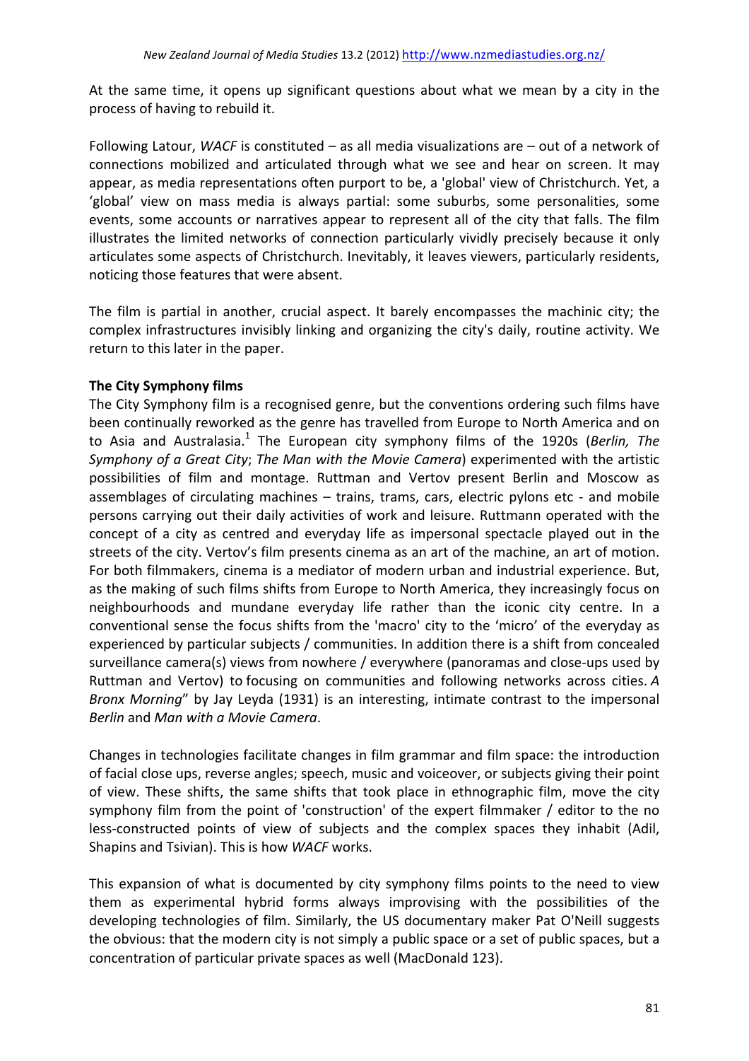At the same time, it opens up significant questions about what we mean by a city in the process of having to rebuild it.

Following Latour, *WACF* is constituted – as all media visualizations are – out of a network of connections mobilized and articulated through what we see and hear on screen. It may appear, as media representations often purport to be, a 'global' view of Christchurch. Yet, a 'global' view on mass media is always partial: some suburbs, some personalities, some events, some accounts or narratives appear to represent all of the city that falls. The film illustrates the limited networks of connection particularly vividly precisely because it only articulates some aspects of Christchurch. Inevitably, it leaves viewers, particularly residents, noticing those features that were absent.

The film is partial in another, crucial aspect. It barely encompasses the machinic city; the complex infrastructures invisibly linking and organizing the city's daily, routine activity. We return to this later in the paper.

**The City Symphony films**

The City Symphony film is a recognised genre, but the conventions ordering such films have been continually reworked as the genre has travelled from Europe to North America and on to Asia and Australasia.[1] The European city symphony films of the 1920s (*Berlin, The Symphony of a Great City*; *The Man with the Movie Camera*) experimented with the artistic possibilities of film and montage. Ruttman and Vertov present Berlin and Moscow as assemblages of circulating machines – trains, trams, cars, electric pylons etc - and mobile persons carrying out their daily activities of work and leisure. Ruttmann operated with the concept of a city as centred and everyday life as impersonal spectacle played out in the streets of the city. Vertov's film presents cinema as an art of the machine, an art of motion. For both filmmakers, cinema is a mediator of modern urban and industrial experience. But, as the making of such films shifts from Europe to North America, they increasingly focus on neighbourhoods and mundane everyday life rather than the iconic city centre. In a conventional sense the focus shifts from the 'macro' city to the 'micro' of the everyday as experienced by particular subjects / communities. In addition there is a shift from concealed surveillance camera(s) views from nowhere / everywhere (panoramas and close-ups used by Ruttman and Vertov) to focusing on communities and following networks across cities. *A Bronx Morning*" by Jay Leyda (1931) is an interesting, intimate contrast to the impersonal *Berlin* and *Man with a Movie Camera*.

Changes in technologies facilitate changes in film grammar and film space: the introduction of facial close ups, reverse angles; speech, music and voiceover, or subjects giving their point of view. These shifts, the same shifts that took place in ethnographic film, move the city symphony film from the point of 'construction' of the expert filmmaker / editor to the no less-constructed points of view of subjects and the complex spaces they inhabit (Adil, Shapins and Tsivian). This is how *WACF* works.

This expansion of what is documented by city symphony films points to the need to view them as experimental hybrid forms always improvising with the possibilities of the developing technologies of film. Similarly, the US documentary maker Pat O'Neill suggests the obvious: that the modern city is not simply a public space or a set of public spaces, but a concentration of particular private spaces as well (MacDonald 123).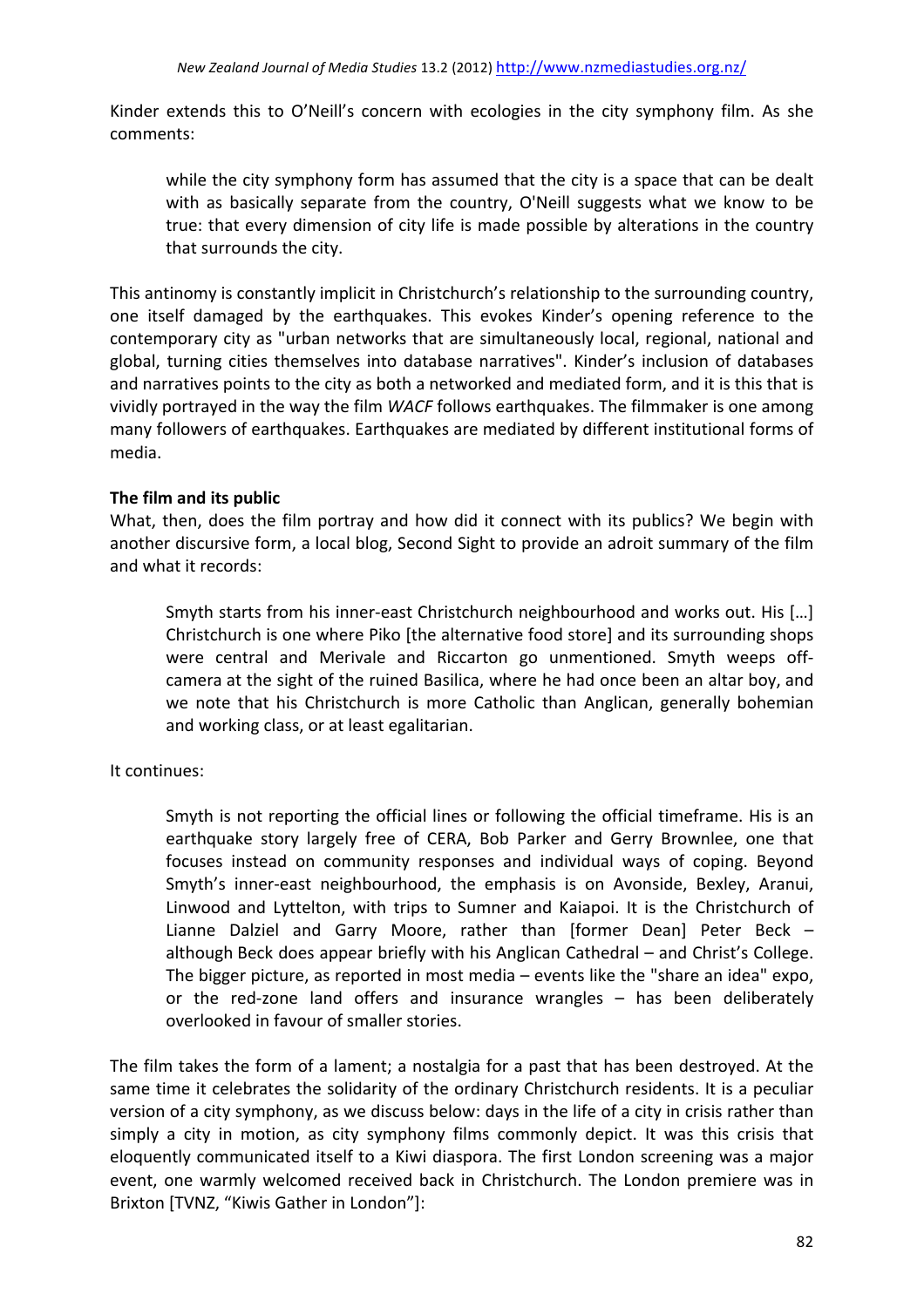Kinder extends this to O'Neill's concern with ecologies in the city symphony film. As she comments:

> while the city symphony form has assumed that the city is a space that can be dealt with as basically separate from the country, O'Neill suggests what we know to be true: that every dimension of city life is made possible by alterations in the country that surrounds the city.

This antinomy is constantly implicit in Christchurch's relationship to the surrounding country, one itself damaged by the earthquakes. This evokes Kinder's opening reference to the contemporary city as "urban networks that are simultaneously local, regional, national and global, turning cities themselves into database narratives". Kinder's inclusion of databases and narratives points to the city as both a networked and mediated form, and it is this that is vividly portrayed in the way the film *WACF* follows earthquakes. The filmmaker is one among many followers of earthquakes. Earthquakes are mediated by different institutional forms of media.

**The film and its public**

What, then, does the film portray and how did it connect with its publics? We begin with another discursive form, a local blog, Second Sight to provide an adroit summary of the film and what it records:

> Smyth starts from his inner-east Christchurch neighbourhood and works out. His […] Christchurch is one where Piko [the alternative food store] and its surrounding shops were central and Merivale and Riccarton go unmentioned. Smyth weeps off-camera at the sight of the ruined Basilica, where he had once been an altar boy, and we note that his Christchurch is more Catholic than Anglican, generally bohemian and working class, or at least egalitarian.

It continues:

> Smyth is not reporting the official lines or following the official timeframe. His is an earthquake story largely free of CERA, Bob Parker and Gerry Brownlee, one that focuses instead on community responses and individual ways of coping. Beyond Smyth's inner-east neighbourhood, the emphasis is on Avonside, Bexley, Aranui, Linwood and Lyttelton, with trips to Sumner and Kaiapoi. It is the Christchurch of Lianne Dalziel and Garry Moore, rather than [former Dean] Peter Beck – although Beck does appear briefly with his Anglican Cathedral – and Christ's College. The bigger picture, as reported in most media – events like the "share an idea" expo, or the red-zone land offers and insurance wrangles – has been deliberately overlooked in favour of smaller stories.

The film takes the form of a lament; a nostalgia for a past that has been destroyed. At the same time it celebrates the solidarity of the ordinary Christchurch residents. It is a peculiar version of a city symphony, as we discuss below: days in the life of a city in crisis rather than simply a city in motion, as city symphony films commonly depict. It was this crisis that eloquently communicated itself to a Kiwi diaspora. The first London screening was a major event, one warmly welcomed received back in Christchurch. The London premiere was in Brixton [TVNZ, "Kiwis Gather in London"]: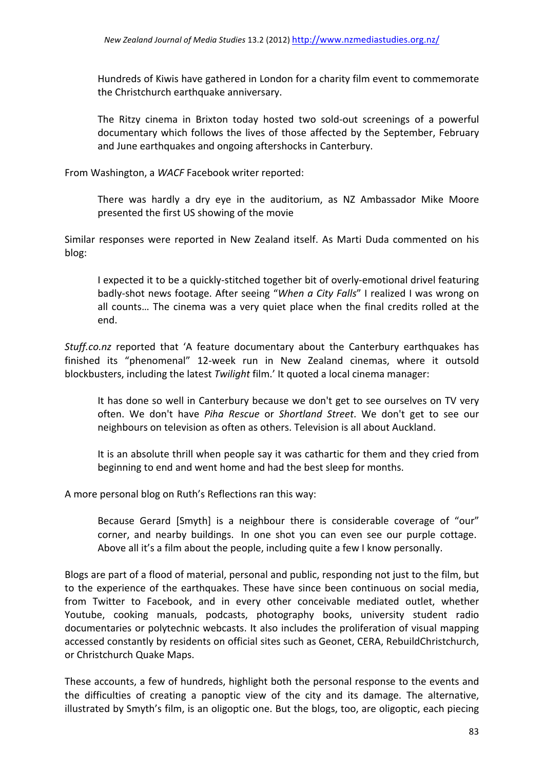> Hundreds of Kiwis have gathered in London for a charity film event to commemorate the Christchurch earthquake anniversary.
>
> The Ritzy cinema in Brixton today hosted two sold-out screenings of a powerful documentary which follows the lives of those affected by the September, February and June earthquakes and ongoing aftershocks in Canterbury.

From Washington, a *WACF* Facebook writer reported:

> There was hardly a dry eye in the auditorium, as NZ Ambassador Mike Moore presented the first US showing of the movie

Similar responses were reported in New Zealand itself. As Marti Duda commented on his blog:

> I expected it to be a quickly-stitched together bit of overly-emotional drivel featuring badly-shot news footage. After seeing "*When a City Falls*" I realized I was wrong on all counts… The cinema was a very quiet place when the final credits rolled at the end.

*Stuff.co.nz* reported that 'A feature documentary about the Canterbury earthquakes has finished its "phenomenal" 12-week run in New Zealand cinemas, where it outsold blockbusters, including the latest *Twilight* film.' It quoted a local cinema manager:

> It has done so well in Canterbury because we don't get to see ourselves on TV very often. We don't have *Piha Rescue* or *Shortland Street*. We don't get to see our neighbours on television as often as others. Television is all about Auckland.
>
> It is an absolute thrill when people say it was cathartic for them and they cried from beginning to end and went home and had the best sleep for months.

A more personal blog on Ruth's Reflections ran this way:

> Because Gerard [Smyth] is a neighbour there is considerable coverage of "our" corner, and nearby buildings. In one shot you can even see our purple cottage. Above all it's a film about the people, including quite a few I know personally.

Blogs are part of a flood of material, personal and public, responding not just to the film, but to the experience of the earthquakes. These have since been continuous on social media, from Twitter to Facebook, and in every other conceivable mediated outlet, whether Youtube, cooking manuals, podcasts, photography books, university student radio documentaries or polytechnic webcasts. It also includes the proliferation of visual mapping accessed constantly by residents on official sites such as Geonet, CERA, RebuildChristchurch, or Christchurch Quake Maps.

These accounts, a few of hundreds, highlight both the personal response to the events and the difficulties of creating a panoptic view of the city and its damage. The alternative, illustrated by Smyth's film, is an oligoptic one. But the blogs, too, are oligoptic, each piecing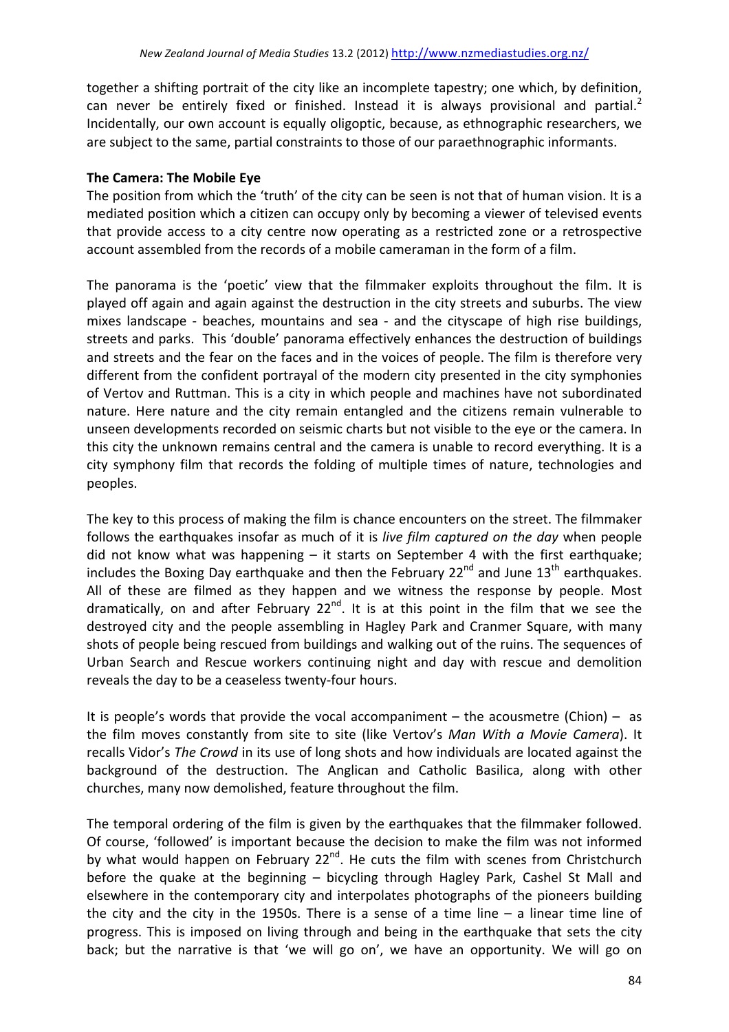together a shifting portrait of the city like an incomplete tapestry; one which, by definition, can never be entirely fixed or finished. Instead it is always provisional and partial.[2] Incidentally, our own account is equally oligoptic, because, as ethnographic researchers, we are subject to the same, partial constraints to those of our paraethnographic informants.

**The Camera: The Mobile Eye**

The position from which the 'truth' of the city can be seen is not that of human vision. It is a mediated position which a citizen can occupy only by becoming a viewer of televised events that provide access to a city centre now operating as a restricted zone or a retrospective account assembled from the records of a mobile cameraman in the form of a film.

The panorama is the 'poetic' view that the filmmaker exploits throughout the film. It is played off again and again against the destruction in the city streets and suburbs. The view mixes landscape - beaches, mountains and sea - and the cityscape of high rise buildings, streets and parks. This 'double' panorama effectively enhances the destruction of buildings and streets and the fear on the faces and in the voices of people. The film is therefore very different from the confident portrayal of the modern city presented in the city symphonies of Vertov and Ruttman. This is a city in which people and machines have not subordinated nature. Here nature and the city remain entangled and the citizens remain vulnerable to unseen developments recorded on seismic charts but not visible to the eye or the camera. In this city the unknown remains central and the camera is unable to record everything. It is a city symphony film that records the folding of multiple times of nature, technologies and peoples.

The key to this process of making the film is chance encounters on the street. The filmmaker follows the earthquakes insofar as much of it is *live film captured on the day* when people did not know what was happening – it starts on September 4 with the first earthquake; includes the Boxing Day earthquake and then the February 22nd and June 13th earthquakes. All of these are filmed as they happen and we witness the response by people. Most dramatically, on and after February 22nd. It is at this point in the film that we see the destroyed city and the people assembling in Hagley Park and Cranmer Square, with many shots of people being rescued from buildings and walking out of the ruins. The sequences of Urban Search and Rescue workers continuing night and day with rescue and demolition reveals the day to be a ceaseless twenty-four hours.

It is people's words that provide the vocal accompaniment – the acousmetre (Chion) – as the film moves constantly from site to site (like Vertov's *Man With a Movie Camera*). It recalls Vidor's *The Crowd* in its use of long shots and how individuals are located against the background of the destruction. The Anglican and Catholic Basilica, along with other churches, many now demolished, feature throughout the film.

The temporal ordering of the film is given by the earthquakes that the filmmaker followed. Of course, 'followed' is important because the decision to make the film was not informed by what would happen on February 22nd. He cuts the film with scenes from Christchurch before the quake at the beginning – bicycling through Hagley Park, Cashel St Mall and elsewhere in the contemporary city and interpolates photographs of the pioneers building the city and the city in the 1950s. There is a sense of a time line – a linear time line of progress. This is imposed on living through and being in the earthquake that sets the city back; but the narrative is that 'we will go on', we have an opportunity. We will go on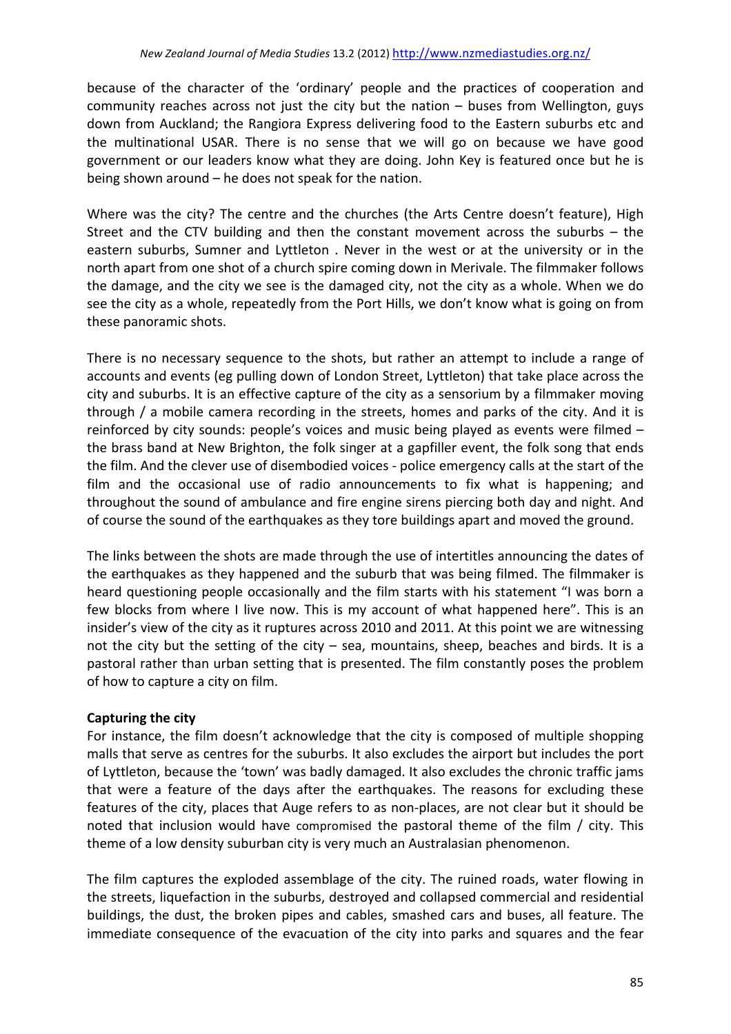because of the character of the 'ordinary' people and the practices of cooperation and community reaches across not just the city but the nation – buses from Wellington, guys down from Auckland; the Rangiora Express delivering food to the Eastern suburbs etc and the multinational USAR. There is no sense that we will go on because we have good government or our leaders know what they are doing. John Key is featured once but he is being shown around – he does not speak for the nation.

Where was the city? The centre and the churches (the Arts Centre doesn't feature), High Street and the CTV building and then the constant movement across the suburbs – the eastern suburbs, Sumner and Lyttleton . Never in the west or at the university or in the north apart from one shot of a church spire coming down in Merivale. The filmmaker follows the damage, and the city we see is the damaged city, not the city as a whole. When we do see the city as a whole, repeatedly from the Port Hills, we don't know what is going on from these panoramic shots.

There is no necessary sequence to the shots, but rather an attempt to include a range of accounts and events (eg pulling down of London Street, Lyttleton) that take place across the city and suburbs. It is an effective capture of the city as a sensorium by a filmmaker moving through / a mobile camera recording in the streets, homes and parks of the city. And it is reinforced by city sounds: people's voices and music being played as events were filmed – the brass band at New Brighton, the folk singer at a gapfiller event, the folk song that ends the film. And the clever use of disembodied voices - police emergency calls at the start of the film and the occasional use of radio announcements to fix what is happening; and throughout the sound of ambulance and fire engine sirens piercing both day and night. And of course the sound of the earthquakes as they tore buildings apart and moved the ground.

The links between the shots are made through the use of intertitles announcing the dates of the earthquakes as they happened and the suburb that was being filmed. The filmmaker is heard questioning people occasionally and the film starts with his statement "I was born a few blocks from where I live now. This is my account of what happened here". This is an insider's view of the city as it ruptures across 2010 and 2011. At this point we are witnessing not the city but the setting of the city – sea, mountains, sheep, beaches and birds. It is a pastoral rather than urban setting that is presented. The film constantly poses the problem of how to capture a city on film.

**Capturing the city**

For instance, the film doesn't acknowledge that the city is composed of multiple shopping malls that serve as centres for the suburbs. It also excludes the airport but includes the port of Lyttleton, because the 'town' was badly damaged. It also excludes the chronic traffic jams that were a feature of the days after the earthquakes. The reasons for excluding these features of the city, places that Auge refers to as non-places, are not clear but it should be noted that inclusion would have compromised the pastoral theme of the film / city. This theme of a low density suburban city is very much an Australasian phenomenon.

The film captures the exploded assemblage of the city. The ruined roads, water flowing in the streets, liquefaction in the suburbs, destroyed and collapsed commercial and residential buildings, the dust, the broken pipes and cables, smashed cars and buses, all feature. The immediate consequence of the evacuation of the city into parks and squares and the fear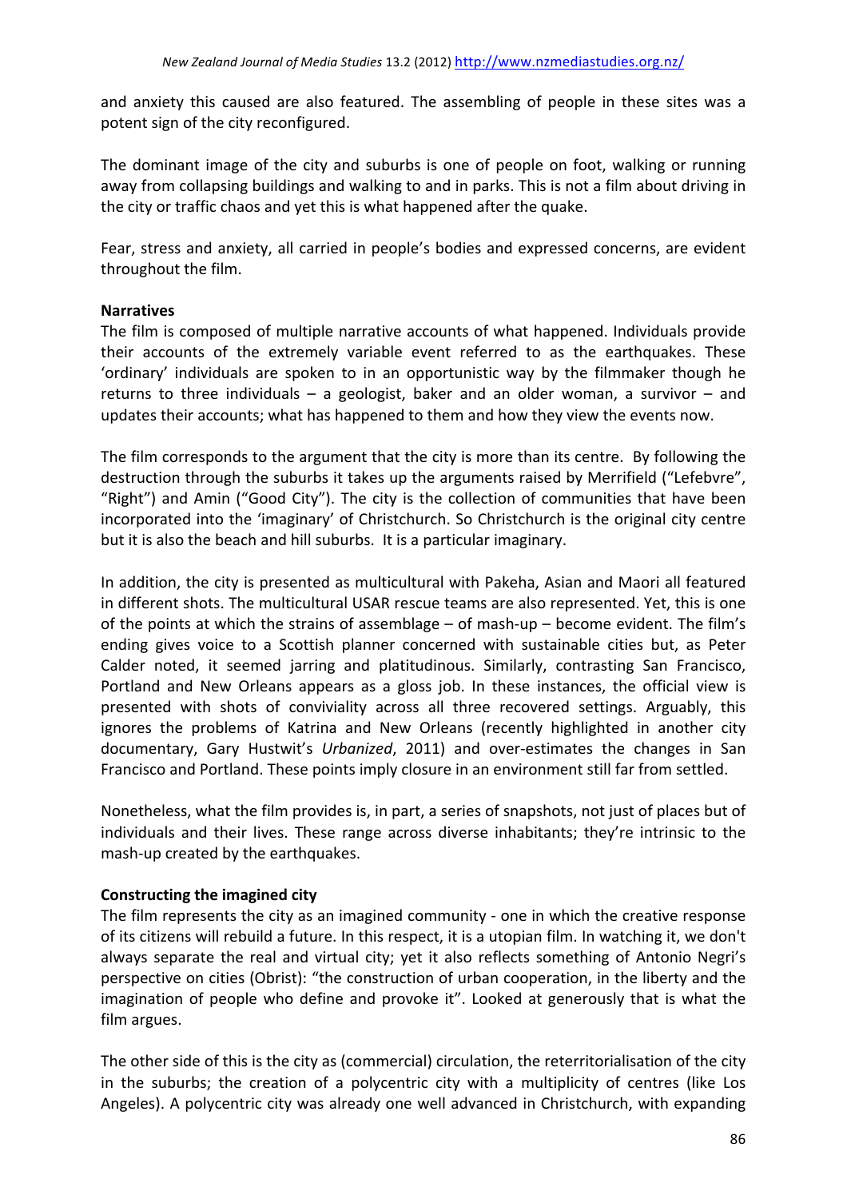and anxiety this caused are also featured. The assembling of people in these sites was a potent sign of the city reconfigured.

The dominant image of the city and suburbs is one of people on foot, walking or running away from collapsing buildings and walking to and in parks. This is not a film about driving in the city or traffic chaos and yet this is what happened after the quake.

Fear, stress and anxiety, all carried in people's bodies and expressed concerns, are evident throughout the film.

**Narratives**

The film is composed of multiple narrative accounts of what happened. Individuals provide their accounts of the extremely variable event referred to as the earthquakes. These 'ordinary' individuals are spoken to in an opportunistic way by the filmmaker though he returns to three individuals – a geologist, baker and an older woman, a survivor – and updates their accounts; what has happened to them and how they view the events now.

The film corresponds to the argument that the city is more than its centre. By following the destruction through the suburbs it takes up the arguments raised by Merrifield ("Lefebvre", "Right") and Amin ("Good City"). The city is the collection of communities that have been incorporated into the 'imaginary' of Christchurch. So Christchurch is the original city centre but it is also the beach and hill suburbs. It is a particular imaginary.

In addition, the city is presented as multicultural with Pakeha, Asian and Maori all featured in different shots. The multicultural USAR rescue teams are also represented. Yet, this is one of the points at which the strains of assemblage – of mash-up – become evident. The film's ending gives voice to a Scottish planner concerned with sustainable cities but, as Peter Calder noted, it seemed jarring and platitudinous. Similarly, contrasting San Francisco, Portland and New Orleans appears as a gloss job. In these instances, the official view is presented with shots of conviviality across all three recovered settings. Arguably, this ignores the problems of Katrina and New Orleans (recently highlighted in another city documentary, Gary Hustwit's *Urbanized*, 2011) and over-estimates the changes in San Francisco and Portland. These points imply closure in an environment still far from settled.

Nonetheless, what the film provides is, in part, a series of snapshots, not just of places but of individuals and their lives. These range across diverse inhabitants; they're intrinsic to the mash-up created by the earthquakes.

**Constructing the imagined city**

The film represents the city as an imagined community - one in which the creative response of its citizens will rebuild a future. In this respect, it is a utopian film. In watching it, we don't always separate the real and virtual city; yet it also reflects something of Antonio Negri's perspective on cities (Obrist): "the construction of urban cooperation, in the liberty and the imagination of people who define and provoke it". Looked at generously that is what the film argues.

The other side of this is the city as (commercial) circulation, the reterritorialisation of the city in the suburbs; the creation of a polycentric city with a multiplicity of centres (like Los Angeles). A polycentric city was already one well advanced in Christchurch, with expanding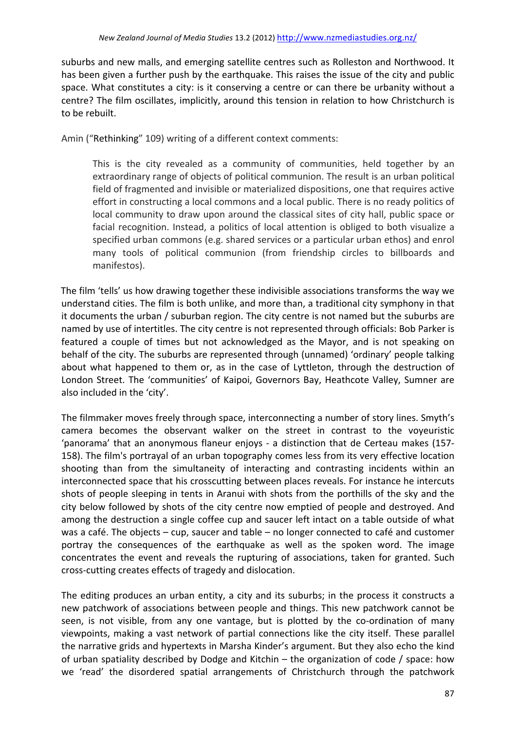suburbs and new malls, and emerging satellite centres such as Rolleston and Northwood. It has been given a further push by the earthquake. This raises the issue of the city and public space. What constitutes a city: is it conserving a centre or can there be urbanity without a centre? The film oscillates, implicitly, around this tension in relation to how Christchurch is to be rebuilt.

Amin ("Rethinking" 109) writing of a different context comments:

> This is the city revealed as a community of communities, held together by an extraordinary range of objects of political communion. The result is an urban political field of fragmented and invisible or materialized dispositions, one that requires active effort in constructing a local commons and a local public. There is no ready politics of local community to draw upon around the classical sites of city hall, public space or facial recognition. Instead, a politics of local attention is obliged to both visualize a specified urban commons (e.g. shared services or a particular urban ethos) and enrol many tools of political communion (from friendship circles to billboards and manifestos).

The film 'tells' us how drawing together these indivisible associations transforms the way we understand cities. The film is both unlike, and more than, a traditional city symphony in that it documents the urban / suburban region. The city centre is not named but the suburbs are named by use of intertitles. The city centre is not represented through officials: Bob Parker is featured a couple of times but not acknowledged as the Mayor, and is not speaking on behalf of the city. The suburbs are represented through (unnamed) 'ordinary' people talking about what happened to them or, as in the case of Lyttleton, through the destruction of London Street. The 'communities' of Kaipoi, Governors Bay, Heathcote Valley, Sumner are also included in the 'city'.

The filmmaker moves freely through space, interconnecting a number of story lines. Smyth's camera becomes the observant walker on the street in contrast to the voyeuristic 'panorama' that an anonymous flaneur enjoys - a distinction that de Certeau makes (157-158). The film's portrayal of an urban topography comes less from its very effective location shooting than from the simultaneity of interacting and contrasting incidents within an interconnected space that his crosscutting between places reveals. For instance he intercuts shots of people sleeping in tents in Aranui with shots from the porthills of the sky and the city below followed by shots of the city centre now emptied of people and destroyed. And among the destruction a single coffee cup and saucer left intact on a table outside of what was a café. The objects – cup, saucer and table – no longer connected to café and customer portray the consequences of the earthquake as well as the spoken word. The image concentrates the event and reveals the rupturing of associations, taken for granted. Such cross-cutting creates effects of tragedy and dislocation.

The editing produces an urban entity, a city and its suburbs; in the process it constructs a new patchwork of associations between people and things. This new patchwork cannot be seen, is not visible, from any one vantage, but is plotted by the co-ordination of many viewpoints, making a vast network of partial connections like the city itself. These parallel the narrative grids and hypertexts in Marsha Kinder's argument. But they also echo the kind of urban spatiality described by Dodge and Kitchin – the organization of code / space: how we 'read' the disordered spatial arrangements of Christchurch through the patchwork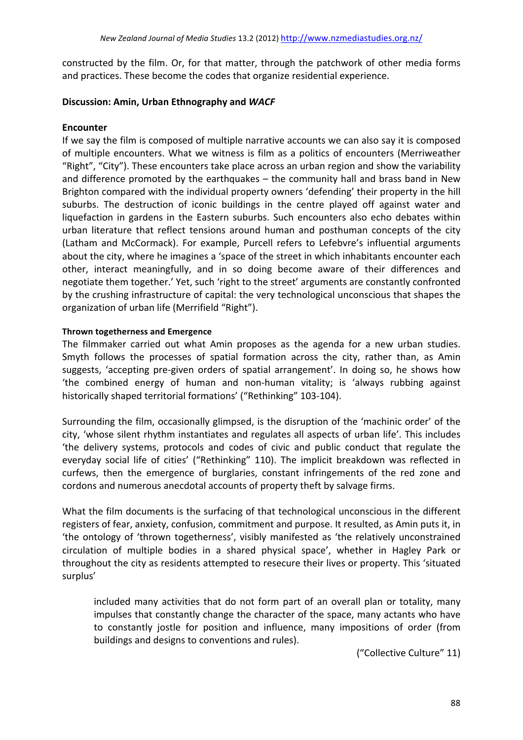constructed by the film. Or, for that matter, through the patchwork of other media forms and practices. These become the codes that organize residential experience.

## Discussion: Amin, Urban Ethnography and *WACF*

### Encounter

If we say the film is composed of multiple narrative accounts we can also say it is composed of multiple encounters. What we witness is film as a politics of encounters (Merriweather "Right", "City"). These encounters take place across an urban region and show the variability and difference promoted by the earthquakes – the community hall and brass band in New Brighton compared with the individual property owners 'defending' their property in the hill suburbs. The destruction of iconic buildings in the centre played off against water and liquefaction in gardens in the Eastern suburbs. Such encounters also echo debates within urban literature that reflect tensions around human and posthuman concepts of the city (Latham and McCormack). For example, Purcell refers to Lefebvre's influential arguments about the city, where he imagines a 'space of the street in which inhabitants encounter each other, interact meaningfully, and in so doing become aware of their differences and negotiate them together.' Yet, such 'right to the street' arguments are constantly confronted by the crushing infrastructure of capital: the very technological unconscious that shapes the organization of urban life (Merrifield "Right").

#### Thrown togetherness and Emergence

The filmmaker carried out what Amin proposes as the agenda for a new urban studies. Smyth follows the processes of spatial formation across the city, rather than, as Amin suggests, 'accepting pre-given orders of spatial arrangement'. In doing so, he shows how 'the combined energy of human and non-human vitality; is 'always rubbing against historically shaped territorial formations' ("Rethinking" 103-104).

Surrounding the film, occasionally glimpsed, is the disruption of the 'machinic order' of the city, 'whose silent rhythm instantiates and regulates all aspects of urban life'. This includes 'the delivery systems, protocols and codes of civic and public conduct that regulate the everyday social life of cities' ("Rethinking" 110). The implicit breakdown was reflected in curfews, then the emergence of burglaries, constant infringements of the red zone and cordons and numerous anecdotal accounts of property theft by salvage firms.

What the film documents is the surfacing of that technological unconscious in the different registers of fear, anxiety, confusion, commitment and purpose. It resulted, as Amin puts it, in 'the ontology of 'thrown togetherness', visibly manifested as 'the relatively unconstrained circulation of multiple bodies in a shared physical space', whether in Hagley Park or throughout the city as residents attempted to resecure their lives or property. This 'situated surplus'

> included many activities that do not form part of an overall plan or totality, many impulses that constantly change the character of the space, many actants who have to constantly jostle for position and influence, many impositions of order (from buildings and designs to conventions and rules).
>
> ("Collective Culture" 11)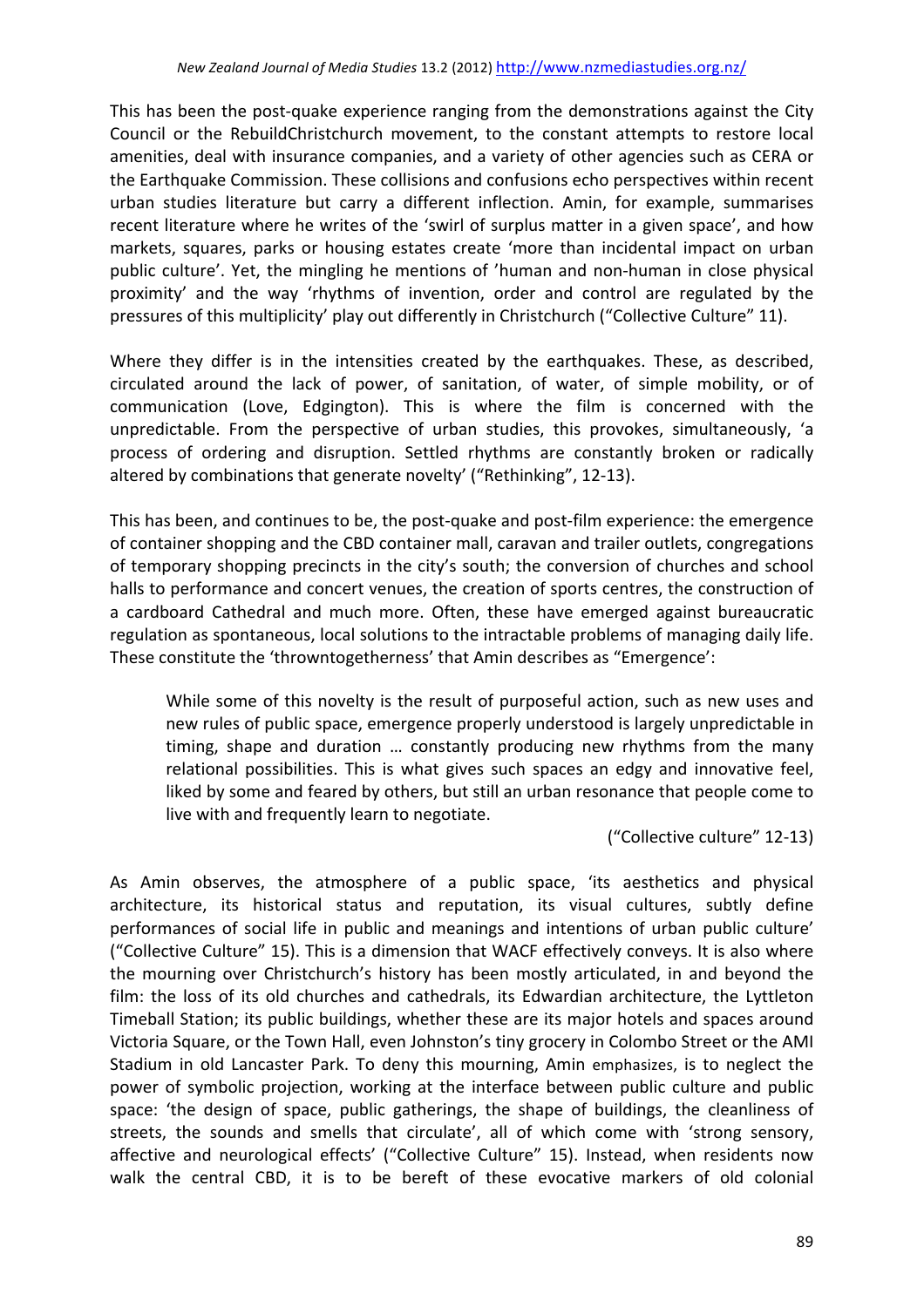This has been the post-quake experience ranging from the demonstrations against the City Council or the RebuildChristchurch movement, to the constant attempts to restore local amenities, deal with insurance companies, and a variety of other agencies such as CERA or the Earthquake Commission. These collisions and confusions echo perspectives within recent urban studies literature but carry a different inflection. Amin, for example, summarises recent literature where he writes of the 'swirl of surplus matter in a given space', and how markets, squares, parks or housing estates create 'more than incidental impact on urban public culture'. Yet, the mingling he mentions of 'human and non-human in close physical proximity' and the way 'rhythms of invention, order and control are regulated by the pressures of this multiplicity' play out differently in Christchurch ("Collective Culture" 11).

Where they differ is in the intensities created by the earthquakes. These, as described, circulated around the lack of power, of sanitation, of water, of simple mobility, or of communication (Love, Edgington). This is where the film is concerned with the unpredictable. From the perspective of urban studies, this provokes, simultaneously, 'a process of ordering and disruption. Settled rhythms are constantly broken or radically altered by combinations that generate novelty' ("Rethinking", 12-13).

This has been, and continues to be, the post-quake and post-film experience: the emergence of container shopping and the CBD container mall, caravan and trailer outlets, congregations of temporary shopping precincts in the city's south; the conversion of churches and school halls to performance and concert venues, the creation of sports centres, the construction of a cardboard Cathedral and much more. Often, these have emerged against bureaucratic regulation as spontaneous, local solutions to the intractable problems of managing daily life. These constitute the 'throwntogetherness' that Amin describes as "Emergence':

> While some of this novelty is the result of purposeful action, such as new uses and new rules of public space, emergence properly understood is largely unpredictable in timing, shape and duration … constantly producing new rhythms from the many relational possibilities. This is what gives such spaces an edgy and innovative feel, liked by some and feared by others, but still an urban resonance that people come to live with and frequently learn to negotiate.
>
> ("Collective culture" 12-13)

As Amin observes, the atmosphere of a public space, 'its aesthetics and physical architecture, its historical status and reputation, its visual cultures, subtly define performances of social life in public and meanings and intentions of urban public culture' ("Collective Culture" 15). This is a dimension that WACF effectively conveys. It is also where the mourning over Christchurch's history has been mostly articulated, in and beyond the film: the loss of its old churches and cathedrals, its Edwardian architecture, the Lyttleton Timeball Station; its public buildings, whether these are its major hotels and spaces around Victoria Square, or the Town Hall, even Johnston's tiny grocery in Colombo Street or the AMI Stadium in old Lancaster Park. To deny this mourning, Amin emphasizes, is to neglect the power of symbolic projection, working at the interface between public culture and public space: 'the design of space, public gatherings, the shape of buildings, the cleanliness of streets, the sounds and smells that circulate', all of which come with 'strong sensory, affective and neurological effects' ("Collective Culture" 15). Instead, when residents now walk the central CBD, it is to be bereft of these evocative markers of old colonial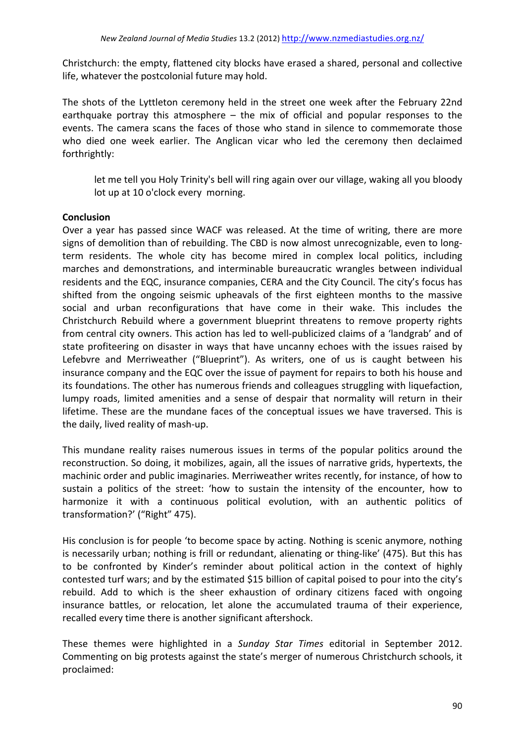Christchurch: the empty, flattened city blocks have erased a shared, personal and collective life, whatever the postcolonial future may hold.

The shots of the Lyttleton ceremony held in the street one week after the February 22nd earthquake portray this atmosphere – the mix of official and popular responses to the events. The camera scans the faces of those who stand in silence to commemorate those who died one week earlier. The Anglican vicar who led the ceremony then declaimed forthrightly:

> let me tell you Holy Trinity's bell will ring again over our village, waking all you bloody lot up at 10 o'clock every morning.

**Conclusion**

Over a year has passed since WACF was released. At the time of writing, there are more signs of demolition than of rebuilding. The CBD is now almost unrecognizable, even to long-term residents. The whole city has become mired in complex local politics, including marches and demonstrations, and interminable bureaucratic wrangles between individual residents and the EQC, insurance companies, CERA and the City Council. The city's focus has shifted from the ongoing seismic upheavals of the first eighteen months to the massive social and urban reconfigurations that have come in their wake. This includes the Christchurch Rebuild where a government blueprint threatens to remove property rights from central city owners. This action has led to well-publicized claims of a 'landgrab' and of state profiteering on disaster in ways that have uncanny echoes with the issues raised by Lefebvre and Merriweather ("Blueprint"). As writers, one of us is caught between his insurance company and the EQC over the issue of payment for repairs to both his house and its foundations. The other has numerous friends and colleagues struggling with liquefaction, lumpy roads, limited amenities and a sense of despair that normality will return in their lifetime. These are the mundane faces of the conceptual issues we have traversed. This is the daily, lived reality of mash-up.

This mundane reality raises numerous issues in terms of the popular politics around the reconstruction. So doing, it mobilizes, again, all the issues of narrative grids, hypertexts, the machinic order and public imaginaries. Merriweather writes recently, for instance, of how to sustain a politics of the street: 'how to sustain the intensity of the encounter, how to harmonize it with a continuous political evolution, with an authentic politics of transformation?' ("Right" 475).

His conclusion is for people 'to become space by acting. Nothing is scenic anymore, nothing is necessarily urban; nothing is frill or redundant, alienating or thing-like' (475). But this has to be confronted by Kinder's reminder about political action in the context of highly contested turf wars; and by the estimated $15 billion of capital poised to pour into the city's rebuild. Add to which is the sheer exhaustion of ordinary citizens faced with ongoing insurance battles, or relocation, let alone the accumulated trauma of their experience, recalled every time there is another significant aftershock.

These themes were highlighted in a *Sunday Star Times* editorial in September 2012. Commenting on big protests against the state's merger of numerous Christchurch schools, it proclaimed: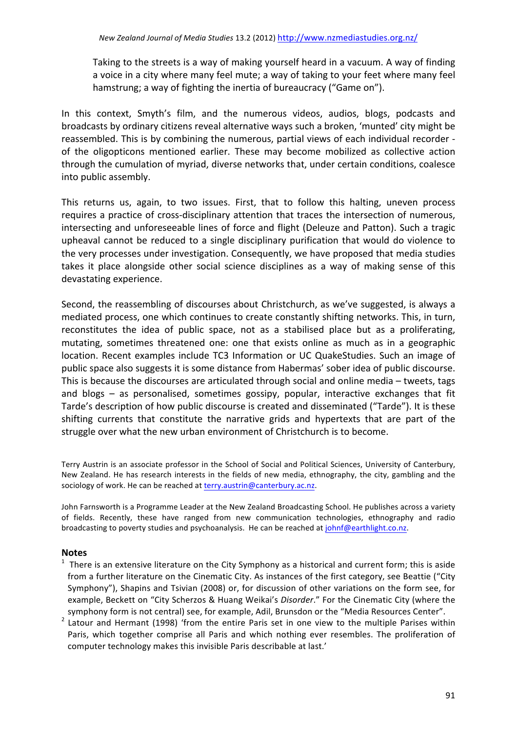> Taking to the streets is a way of making yourself heard in a vacuum. A way of finding a voice in a city where many feel mute; a way of taking to your feet where many feel hamstrung; a way of fighting the inertia of bureaucracy ("Game on").

In this context, Smyth's film, and the numerous videos, audios, blogs, podcasts and broadcasts by ordinary citizens reveal alternative ways such a broken, 'munted' city might be reassembled. This is by combining the numerous, partial views of each individual recorder - of the oligopticons mentioned earlier. These may become mobilized as collective action through the cumulation of myriad, diverse networks that, under certain conditions, coalesce into public assembly.

This returns us, again, to two issues. First, that to follow this halting, uneven process requires a practice of cross-disciplinary attention that traces the intersection of numerous, intersecting and unforeseeable lines of force and flight (Deleuze and Patton). Such a tragic upheaval cannot be reduced to a single disciplinary purification that would do violence to the very processes under investigation. Consequently, we have proposed that media studies takes it place alongside other social science disciplines as a way of making sense of this devastating experience.

Second, the reassembling of discourses about Christchurch, as we've suggested, is always a mediated process, one which continues to create constantly shifting networks. This, in turn, reconstitutes the idea of public space, not as a stabilised place but as a proliferating, mutating, sometimes threatened one: one that exists online as much as in a geographic location. Recent examples include TC3 Information or UC QuakeStudies. Such an image of public space also suggests it is some distance from Habermas' sober idea of public discourse. This is because the discourses are articulated through social and online media – tweets, tags and blogs – as personalised, sometimes gossipy, popular, interactive exchanges that fit Tarde's description of how public discourse is created and disseminated ("Tarde"). It is these shifting currents that constitute the narrative grids and hypertexts that are part of the struggle over what the new urban environment of Christchurch is to become.

Terry Austrin is an associate professor in the School of Social and Political Sciences, University of Canterbury, New Zealand. He has research interests in the fields of new media, ethnography, the city, gambling and the sociology of work. He can be reached at terry.austrin@canterbury.ac.nz.

John Farnsworth is a Programme Leader at the New Zealand Broadcasting School. He publishes across a variety of fields. Recently, these have ranged from new communication technologies, ethnography and radio broadcasting to poverty studies and psychoanalysis. He can be reached at johnf@earthlight.co.nz.

## Notes

[1] There is an extensive literature on the City Symphony as a historical and current form; this is aside from a further literature on the Cinematic City. As instances of the first category, see Beattie ("City Symphony"), Shapins and Tsivian (2008) or, for discussion of other variations on the form see, for example, Beckett on "City Scherzos & Huang Weikai's *Disorder*." For the Cinematic City (where the symphony form is not central) see, for example, Adil, Brunsdon or the "Media Resources Center".

[2] Latour and Hermant (1998) 'from the entire Paris set in one view to the multiple Parises within Paris, which together comprise all Paris and which nothing ever resembles. The proliferation of computer technology makes this invisible Paris describable at last.'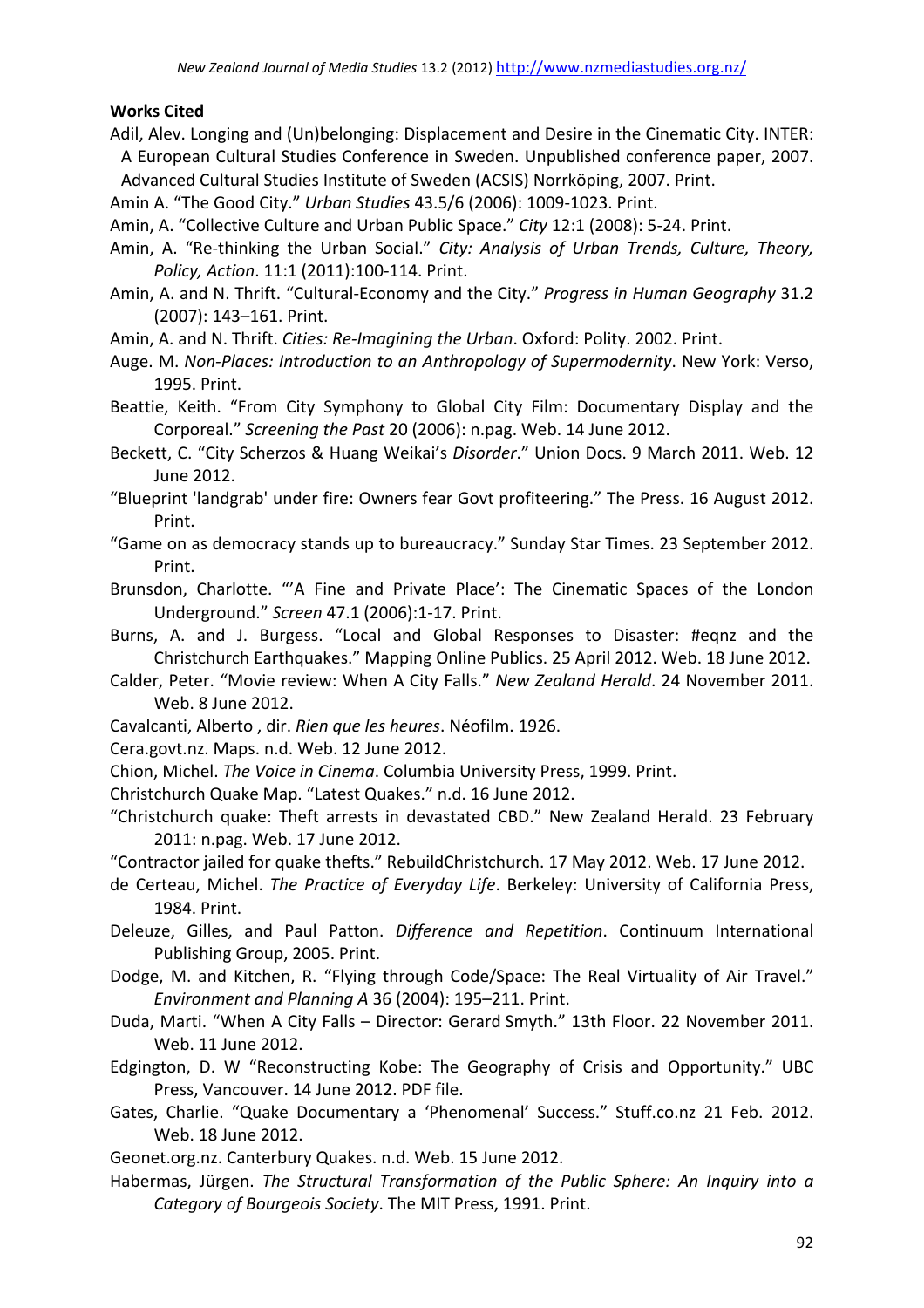**Works Cited**

Adil, Alev. Longing and (Un)belonging: Displacement and Desire in the Cinematic City. INTER: A European Cultural Studies Conference in Sweden. Unpublished conference paper, 2007. Advanced Cultural Studies Institute of Sweden (ACSIS) Norrköping, 2007. Print.

Amin A. "The Good City." *Urban Studies* 43.5/6 (2006): 1009-1023. Print.

Amin, A. "Collective Culture and Urban Public Space." *City* 12:1 (2008): 5-24. Print.

Amin, A. "Re-thinking the Urban Social." *City: Analysis of Urban Trends, Culture, Theory, Policy, Action*. 11:1 (2011):100-114. Print.

Amin, A. and N. Thrift. "Cultural-Economy and the City." *Progress in Human Geography* 31.2 (2007): 143–161. Print.

Amin, A. and N. Thrift. *Cities: Re-Imagining the Urban*. Oxford: Polity. 2002. Print.

Auge. M. *Non-Places: Introduction to an Anthropology of Supermodernity*. New York: Verso, 1995. Print.

Beattie, Keith. "From City Symphony to Global City Film: Documentary Display and the Corporeal." *Screening the Past* 20 (2006): n.pag. Web. 14 June 2012.

Beckett, C. "City Scherzos & Huang Weikai's *Disorder*." Union Docs. 9 March 2011. Web. 12 June 2012.

"Blueprint 'landgrab' under fire: Owners fear Govt profiteering." The Press. 16 August 2012. Print.

"Game on as democracy stands up to bureaucracy." Sunday Star Times. 23 September 2012. Print.

Brunsdon, Charlotte. "'A Fine and Private Place': The Cinematic Spaces of the London Underground." *Screen* 47.1 (2006):1-17. Print.

Burns, A. and J. Burgess. "Local and Global Responses to Disaster: #eqnz and the Christchurch Earthquakes." Mapping Online Publics. 25 April 2012. Web. 18 June 2012.

Calder, Peter. "Movie review: When A City Falls." *New Zealand Herald*. 24 November 2011. Web. 8 June 2012.

Cavalcanti, Alberto , dir. *Rien que les heures*. Néofilm. 1926.

Cera.govt.nz. Maps. n.d. Web. 12 June 2012.

Chion, Michel. *The Voice in Cinema*. Columbia University Press, 1999. Print.

Christchurch Quake Map. "Latest Quakes." n.d. 16 June 2012.

"Christchurch quake: Theft arrests in devastated CBD." New Zealand Herald. 23 February 2011: n.pag. Web. 17 June 2012.

"Contractor jailed for quake thefts." RebuildChristchurch. 17 May 2012. Web. 17 June 2012.

de Certeau, Michel. *The Practice of Everyday Life*. Berkeley: University of California Press, 1984. Print.

Deleuze, Gilles, and Paul Patton. *Difference and Repetition*. Continuum International Publishing Group, 2005. Print.

Dodge, M. and Kitchen, R. "Flying through Code/Space: The Real Virtuality of Air Travel." *Environment and Planning A* 36 (2004): 195–211. Print.

Duda, Marti. "When A City Falls – Director: Gerard Smyth." 13th Floor. 22 November 2011. Web. 11 June 2012.

Edgington, D. W "Reconstructing Kobe: The Geography of Crisis and Opportunity." UBC Press, Vancouver. 14 June 2012. PDF file.

Gates, Charlie. "Quake Documentary a 'Phenomenal' Success." Stuff.co.nz 21 Feb. 2012. Web. 18 June 2012.

Geonet.org.nz. Canterbury Quakes. n.d. Web. 15 June 2012.

Habermas, Jürgen. *The Structural Transformation of the Public Sphere: An Inquiry into a Category of Bourgeois Society*. The MIT Press, 1991. Print.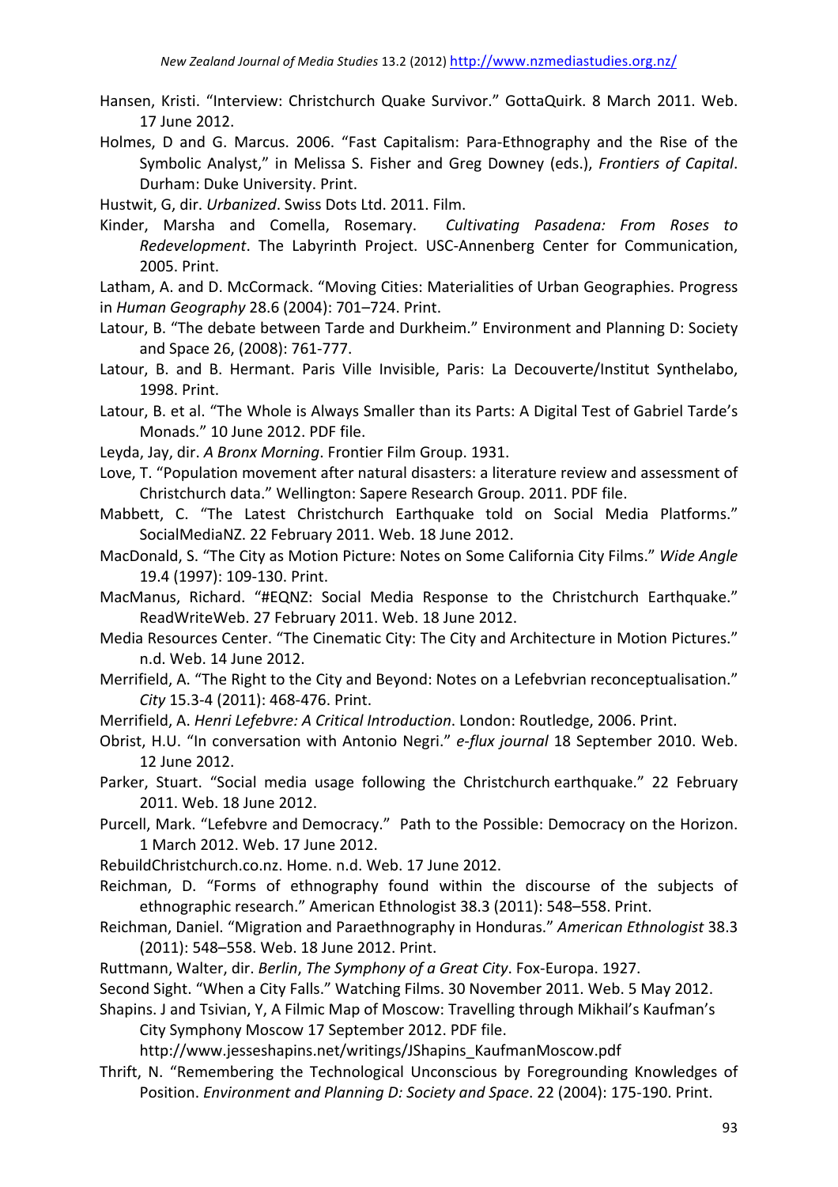Hansen, Kristi. "Interview: Christchurch Quake Survivor." GottaQuirk. 8 March 2011. Web. 17 June 2012.

Holmes, D and G. Marcus. 2006. "Fast Capitalism: Para-Ethnography and the Rise of the Symbolic Analyst," in Melissa S. Fisher and Greg Downey (eds.), *Frontiers of Capital*. Durham: Duke University. Print.

Hustwit, G, dir. *Urbanized*. Swiss Dots Ltd. 2011. Film.

Kinder, Marsha and Comella, Rosemary. *Cultivating Pasadena: From Roses to Redevelopment*. The Labyrinth Project. USC-Annenberg Center for Communication, 2005. Print.

Latham, A. and D. McCormack. "Moving Cities: Materialities of Urban Geographies. Progress in *Human Geography* 28.6 (2004): 701–724. Print.

Latour, B. "The debate between Tarde and Durkheim." Environment and Planning D: Society and Space 26, (2008): 761-777.

Latour, B. and B. Hermant. Paris Ville Invisible, Paris: La Decouverte/Institut Synthelabo, 1998. Print.

Latour, B. et al. "The Whole is Always Smaller than its Parts: A Digital Test of Gabriel Tarde's Monads." 10 June 2012. PDF file.

Leyda, Jay, dir. *A Bronx Morning*. Frontier Film Group. 1931.

Love, T. "Population movement after natural disasters: a literature review and assessment of Christchurch data." Wellington: Sapere Research Group. 2011. PDF file.

Mabbett, C. "The Latest Christchurch Earthquake told on Social Media Platforms." SocialMediaNZ. 22 February 2011. Web. 18 June 2012.

MacDonald, S. "The City as Motion Picture: Notes on Some California City Films." *Wide Angle* 19.4 (1997): 109-130. Print.

MacManus, Richard. "#EQNZ: Social Media Response to the Christchurch Earthquake." ReadWriteWeb. 27 February 2011. Web. 18 June 2012.

Media Resources Center. "The Cinematic City: The City and Architecture in Motion Pictures." n.d. Web. 14 June 2012.

Merrifield, A. "The Right to the City and Beyond: Notes on a Lefebvrian reconceptualisation." *City* 15.3-4 (2011): 468-476. Print.

Merrifield, A. *Henri Lefebvre: A Critical Introduction*. London: Routledge, 2006. Print.

Obrist, H.U. "In conversation with Antonio Negri." *e-flux journal* 18 September 2010. Web. 12 June 2012.

Parker, Stuart. "Social media usage following the Christchurch earthquake." 22 February 2011. Web. 18 June 2012.

Purcell, Mark. "Lefebvre and Democracy." Path to the Possible: Democracy on the Horizon. 1 March 2012. Web. 17 June 2012.

RebuildChristchurch.co.nz. Home. n.d. Web. 17 June 2012.

Reichman, D. "Forms of ethnography found within the discourse of the subjects of ethnographic research." American Ethnologist 38.3 (2011): 548–558. Print.

Reichman, Daniel. "Migration and Paraethnography in Honduras." *American Ethnologist* 38.3 (2011): 548–558. Web. 18 June 2012. Print.

Ruttmann, Walter, dir. *Berlin*, *The Symphony of a Great City*. Fox-Europa. 1927.

Second Sight. "When a City Falls." Watching Films. 30 November 2011. Web. 5 May 2012.

Shapins. J and Tsivian, Y, A Filmic Map of Moscow: Travelling through Mikhail's Kaufman's City Symphony Moscow 17 September 2012. PDF file. http://www.jesseshapins.net/writings/JShapins_KaufmanMoscow.pdf

Thrift, N. "Remembering the Technological Unconscious by Foregrounding Knowledges of Position. *Environment and Planning D: Society and Space*. 22 (2004): 175-190. Print.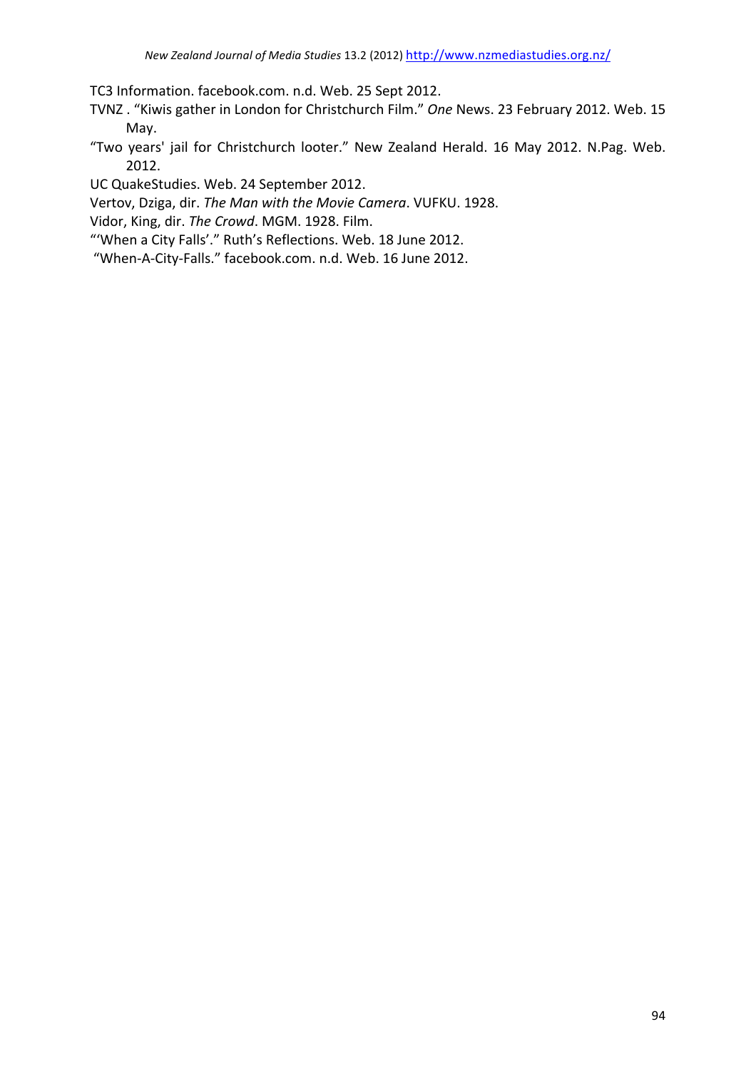TC3 Information. facebook.com. n.d. Web. 25 Sept 2012.

TVNZ . "Kiwis gather in London for Christchurch Film." *One* News. 23 February 2012. Web. 15 May.

"Two years' jail for Christchurch looter." New Zealand Herald. 16 May 2012. N.Pag. Web. 2012.

UC QuakeStudies. Web. 24 September 2012.

Vertov, Dziga, dir. *The Man with the Movie Camera*. VUFKU. 1928.

Vidor, King, dir. *The Crowd*. MGM. 1928. Film.

"'When a City Falls'." Ruth's Reflections. Web. 18 June 2012.

"When-A-City-Falls." facebook.com. n.d. Web. 16 June 2012.